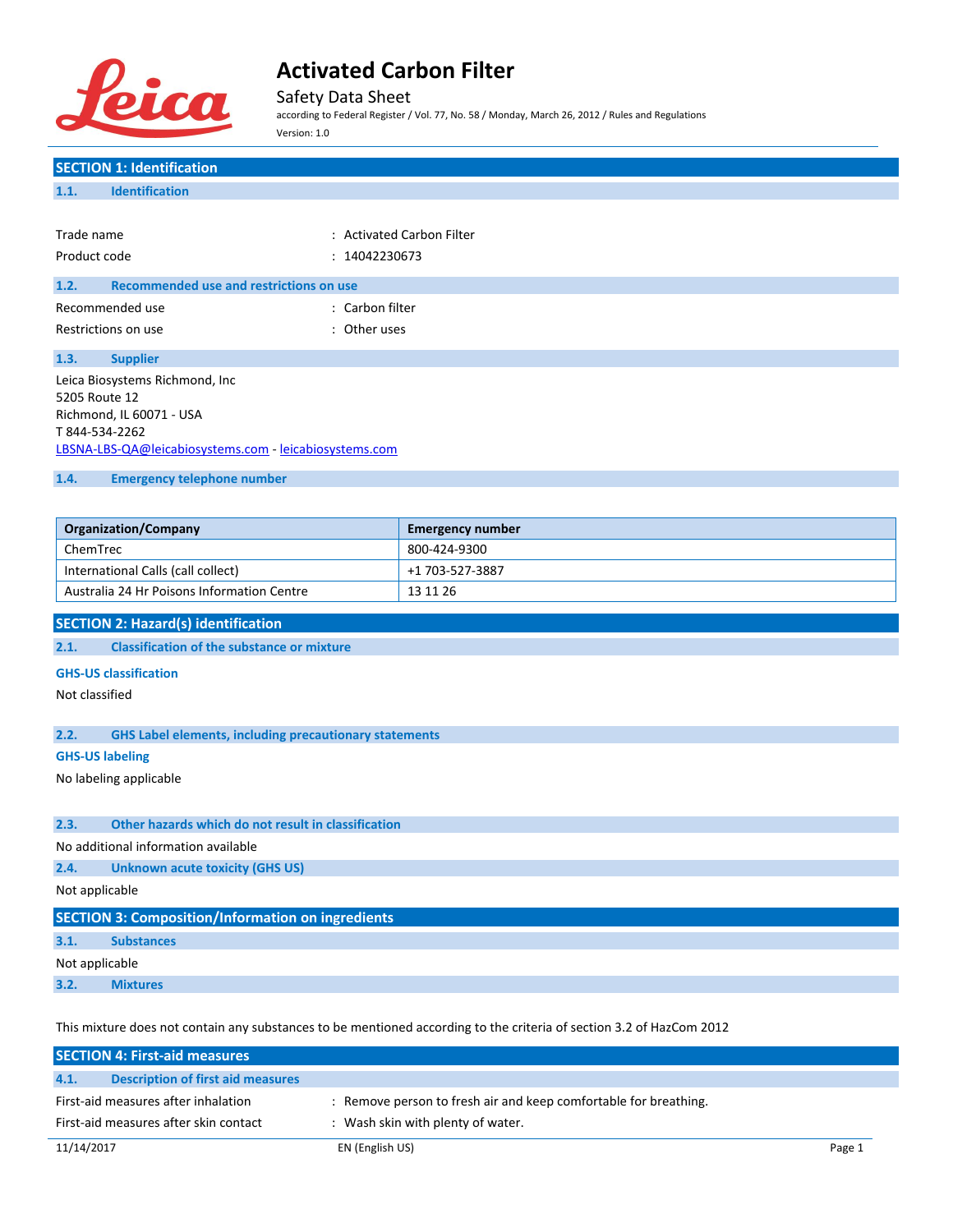# Activated Carbon Filter

Safety Data Sheet

according to Federal Register / Vol. 77, No. 58 / Monday, March 26, 2012 / Rules and Regulations

Version: 1.0

## SECTION 1: Identification

### 1.1. Identification

Trade name : Activated Carbon Filter

Product code : 14042230673

### 1.2. Recommended use and restrictions on use

Recommended use : Carbon filter

Restrictions on use : Other uses

### 1.3. Supplier

Leica Biosystems Richmond, Inc
5205 Route 12
Richmond, IL 60071 - USA
T 844-534-2262
LBSNA-LBS-QA@leicabiosystems.com - leicabiosystems.com

### 1.4. Emergency telephone number

| Organization/Company | Emergency number |
|---|---|
| ChemTrec | 800-424-9300 |
| International Calls (call collect) | +1 703-527-3887 |
| Australia 24 Hr Poisons Information Centre | 13 11 26 |

## SECTION 2: Hazard(s) identification

### 2.1. Classification of the substance or mixture

**GHS-US classification**

Not classified

### 2.2. GHS Label elements, including precautionary statements

**GHS-US labeling**

No labeling applicable

### 2.3. Other hazards which do not result in classification

No additional information available

### 2.4. Unknown acute toxicity (GHS US)

Not applicable

## SECTION 3: Composition/Information on ingredients

### 3.1. Substances

Not applicable

### 3.2. Mixtures

This mixture does not contain any substances to be mentioned according to the criteria of section 3.2 of HazCom 2012

## SECTION 4: First-aid measures

### 4.1. Description of first aid measures

First-aid measures after inhalation : Remove person to fresh air and keep comfortable for breathing.

First-aid measures after skin contact : Wash skin with plenty of water.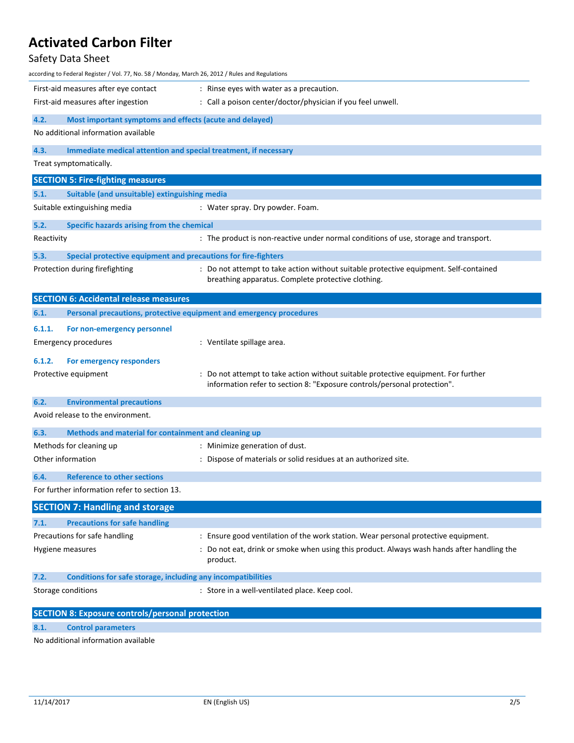| | |
|---|---|
| First-aid measures after eye contact | : Rinse eyes with water as a precaution. |
| First-aid measures after ingestion | : Call a poison center/doctor/physician if you feel unwell. |

### 4.2. Most important symptoms and effects (acute and delayed)

No additional information available

### 4.3. Immediate medical attention and special treatment, if necessary

Treat symptomatically.

## SECTION 5: Fire-fighting measures

### 5.1. Suitable (and unsuitable) extinguishing media

| | |
|---|---|
| Suitable extinguishing media | : Water spray. Dry powder. Foam. |

### 5.2. Specific hazards arising from the chemical

| | |
|---|---|
| Reactivity | : The product is non-reactive under normal conditions of use, storage and transport. |

### 5.3. Special protective equipment and precautions for fire-fighters

| | |
|---|---|
| Protection during firefighting | : Do not attempt to take action without suitable protective equipment. Self-contained breathing apparatus. Complete protective clothing. |

## SECTION 6: Accidental release measures

### 6.1. Personal precautions, protective equipment and emergency procedures

#### 6.1.1. For non-emergency personnel

| | |
|---|---|
| Emergency procedures | : Ventilate spillage area. |

#### 6.1.2. For emergency responders

| | |
|---|---|
| Protective equipment | : Do not attempt to take action without suitable protective equipment. For further information refer to section 8: "Exposure controls/personal protection". |

### 6.2. Environmental precautions

Avoid release to the environment.

### 6.3. Methods and material for containment and cleaning up

| | |
|---|---|
| Methods for cleaning up | : Minimize generation of dust. |
| Other information | : Dispose of materials or solid residues at an authorized site. |

### 6.4. Reference to other sections

For further information refer to section 13.

## SECTION 7: Handling and storage

### 7.1. Precautions for safe handling

| | |
|---|---|
| Precautions for safe handling | : Ensure good ventilation of the work station. Wear personal protective equipment. |
| Hygiene measures | : Do not eat, drink or smoke when using this product. Always wash hands after handling the product. |

### 7.2. Conditions for safe storage, including any incompatibilities

| | |
|---|---|
| Storage conditions | : Store in a well-ventilated place. Keep cool. |

## SECTION 8: Exposure controls/personal protection

### 8.1. Control parameters

No additional information available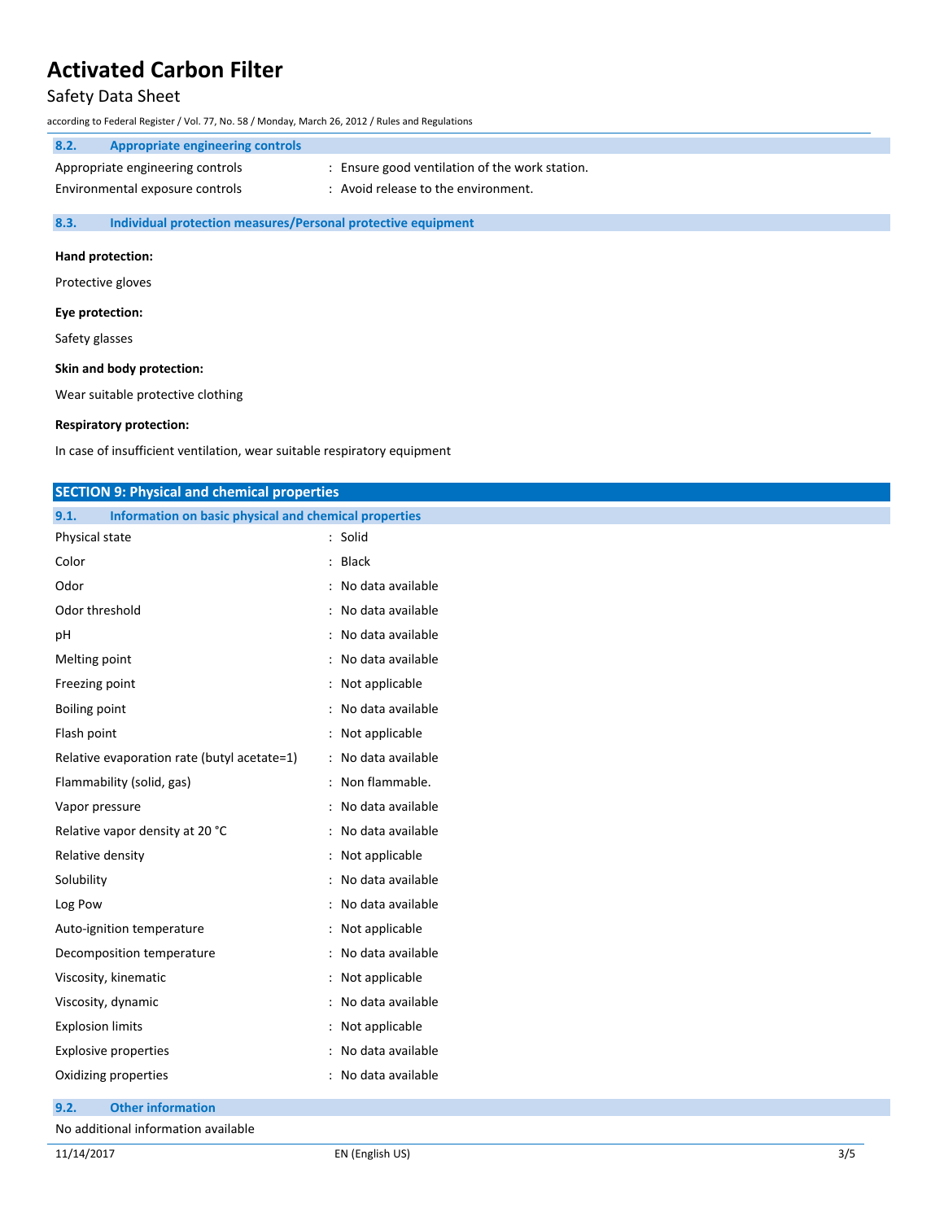### 8.2. Appropriate engineering controls

| | |
|---|---|
| Appropriate engineering controls | : Ensure good ventilation of the work station. |
| Environmental exposure controls | : Avoid release to the environment. |

### 8.3. Individual protection measures/Personal protective equipment

**Hand protection:**

Protective gloves

**Eye protection:**

Safety glasses

**Skin and body protection:**

Wear suitable protective clothing

**Respiratory protection:**

In case of insufficient ventilation, wear suitable respiratory equipment

## SECTION 9: Physical and chemical properties

### 9.1. Information on basic physical and chemical properties

| | |
|---|---|
| Physical state | : Solid |
| Color | : Black |
| Odor | : No data available |
| Odor threshold | : No data available |
| pH | : No data available |
| Melting point | : No data available |
| Freezing point | : Not applicable |
| Boiling point | : No data available |
| Flash point | : Not applicable |
| Relative evaporation rate (butyl acetate=1) | : No data available |
| Flammability (solid, gas) | : Non flammable. |
| Vapor pressure | : No data available |
| Relative vapor density at 20 °C | : No data available |
| Relative density | : Not applicable |
| Solubility | : No data available |
| Log Pow | : No data available |
| Auto-ignition temperature | : Not applicable |
| Decomposition temperature | : No data available |
| Viscosity, kinematic | : Not applicable |
| Viscosity, dynamic | : No data available |
| Explosion limits | : Not applicable |
| Explosive properties | : No data available |
| Oxidizing properties | : No data available |

### 9.2. Other information

No additional information available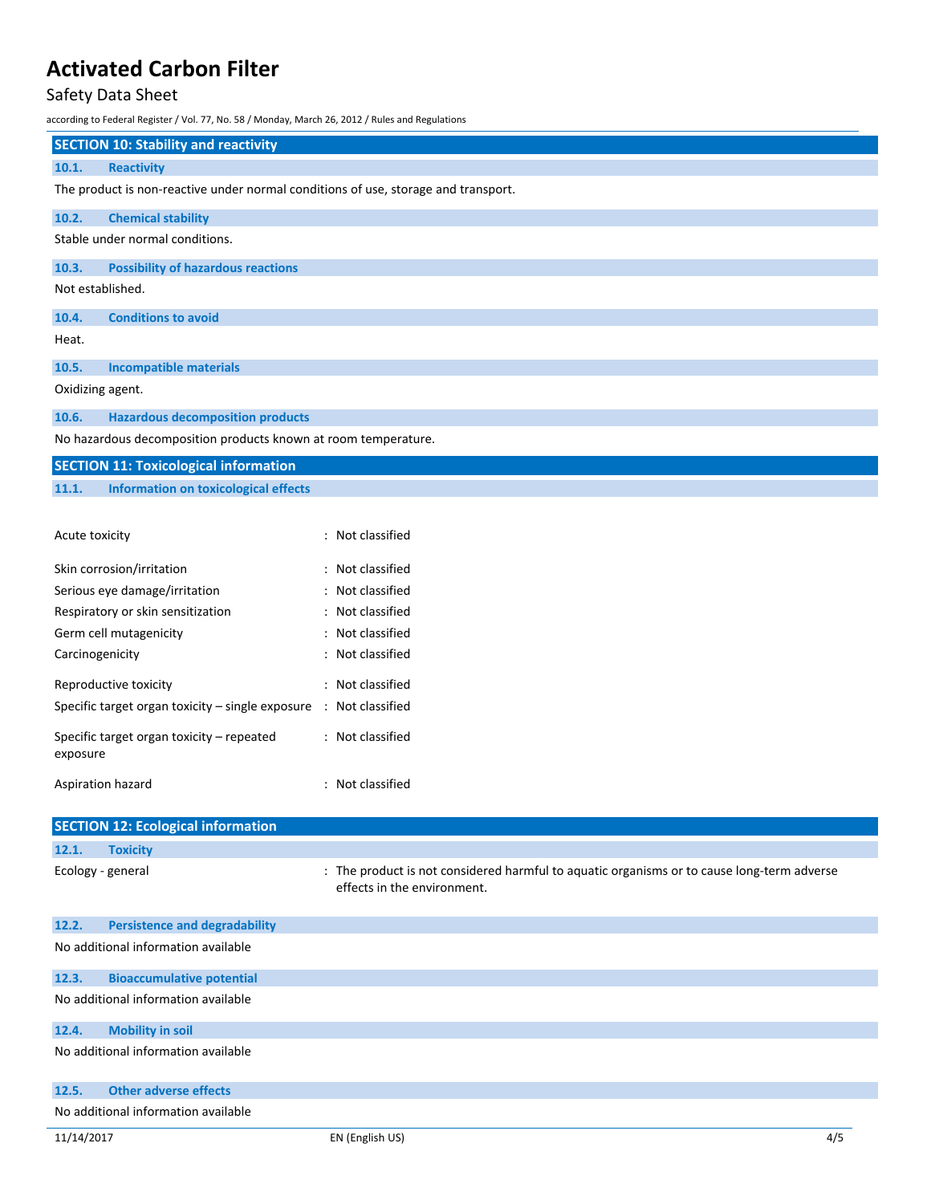## SECTION 10: Stability and reactivity

### 10.1. Reactivity

The product is non-reactive under normal conditions of use, storage and transport.

### 10.2. Chemical stability

Stable under normal conditions.

### 10.3. Possibility of hazardous reactions

Not established.

### 10.4. Conditions to avoid

Heat.

### 10.5. Incompatible materials

Oxidizing agent.

### 10.6. Hazardous decomposition products

No hazardous decomposition products known at room temperature.

## SECTION 11: Toxicological information

### 11.1. Information on toxicological effects

| | |
|---|---|
| Acute toxicity | : Not classified |
| Skin corrosion/irritation | : Not classified |
| Serious eye damage/irritation | : Not classified |
| Respiratory or skin sensitization | : Not classified |
| Germ cell mutagenicity | : Not classified |
| Carcinogenicity | : Not classified |
| Reproductive toxicity | : Not classified |
| Specific target organ toxicity – single exposure | : Not classified |
| Specific target organ toxicity – repeated exposure | : Not classified |
| Aspiration hazard | : Not classified |

## SECTION 12: Ecological information

### 12.1. Toxicity

| | |
|---|---|
| Ecology - general | : The product is not considered harmful to aquatic organisms or to cause long-term adverse effects in the environment. |

### 12.2. Persistence and degradability

No additional information available

### 12.3. Bioaccumulative potential

No additional information available

### 12.4. Mobility in soil

No additional information available

### 12.5. Other adverse effects

No additional information available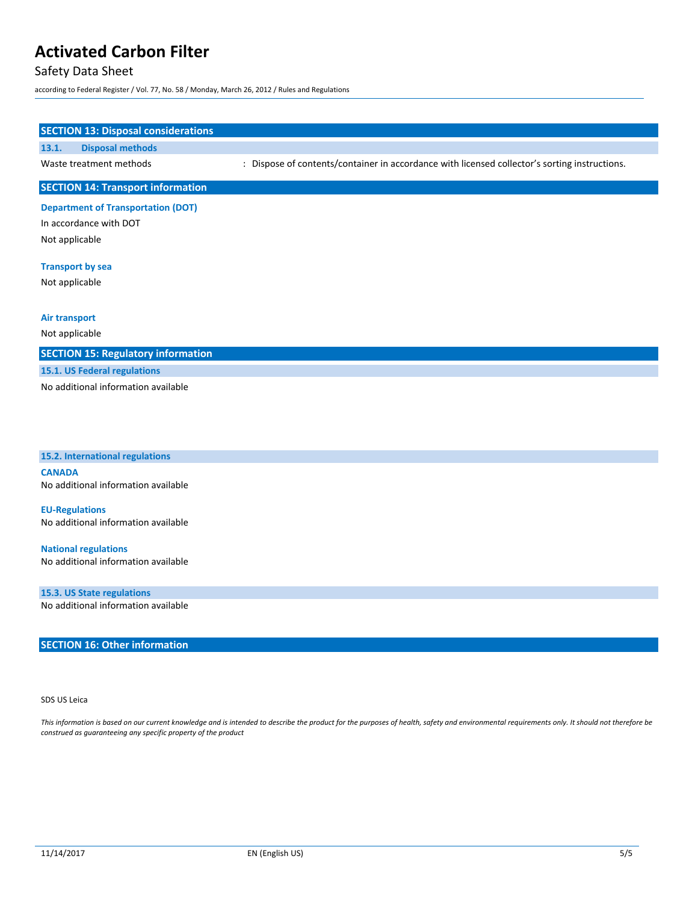## SECTION 13: Disposal considerations

### 13.1. Disposal methods

Waste treatment methods : Dispose of contents/container in accordance with licensed collector's sorting instructions.

## SECTION 14: Transport information

**Department of Transportation (DOT)**

In accordance with DOT

Not applicable

**Transport by sea**

Not applicable

**Air transport**

Not applicable

## SECTION 15: Regulatory information

### 15.1. US Federal regulations

No additional information available

### 15.2. International regulations

**CANADA**

No additional information available

**EU-Regulations**

No additional information available

**National regulations**

No additional information available

### 15.3. US State regulations

No additional information available

## SECTION 16: Other information

SDS US Leica

*This information is based on our current knowledge and is intended to describe the product for the purposes of health, safety and environmental requirements only. It should not therefore be construed as guaranteeing any specific property of the product*